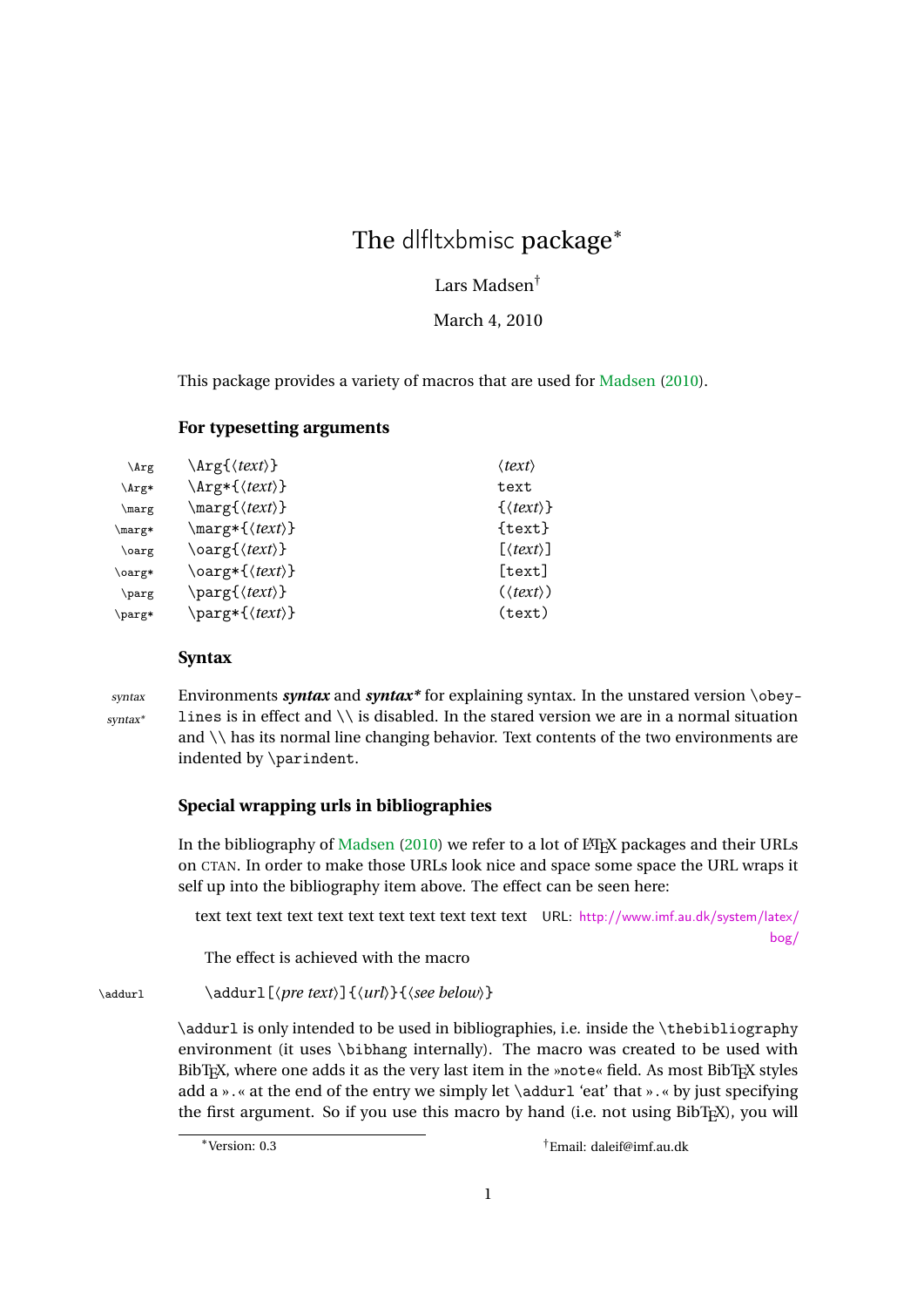# The dlfltxbmisc package*

Lars Madsen†

March 4, 2010

This package provides a variety of macros that are used for Madsen (2010).

### For typesetting arguments

| | | |
|---|---|---|
| \Arg | \Arg{⟨text⟩} | ⟨text⟩ |
| \Arg* | \Arg*{⟨text⟩} | text |
| \marg | \marg{⟨text⟩} | {⟨text⟩} |
| \marg* | \marg*{⟨text⟩} | {text} |
| \oarg | \oarg{⟨text⟩} | [⟨text⟩] |
| \oarg* | \oarg*{⟨text⟩} | [text] |
| \parg | \parg{⟨text⟩} | (⟨text⟩) |
| \parg* | \parg*{⟨text⟩} | (text) |

### Syntax

*syntax*
*syntax**

Environments ***syntax*** and ***syntax**** for explaining syntax. In the unstared version \obeylines is in effect and \\ is disabled. In the stared version we are in a normal situation and \\ has its normal line changing behavior. Text contents of the two environments are indented by \parindent.

### Special wrapping urls in bibliographies

In the bibliography of Madsen (2010) we refer to a lot of LaTeX packages and their URLs on CTAN. In order to make those URLs look nice and space some space the URL wraps it self up into the bibliography item above. The effect can be seen here:

text text text text text text text text text text text URL: http://www.imf.au.dk/system/latex/bog/

The effect is achieved with the macro

\addurl

\addurl[⟨pre text⟩]{⟨url⟩}{⟨see below⟩}

\addurl is only intended to be used in bibliographies, i.e. inside the \thebibliography environment (it uses \bibhang internally). The macro was created to be used with BibTeX, where one adds it as the very last item in the »note« field. As most BibTeX styles add a ».« at the end of the entry we simply let \addurl 'eat' that ».« by just specifying the first argument. So if you use this macro by hand (i.e. not using BibTeX), you will

*Version: 0.3

†Email: daleif@imf.au.dk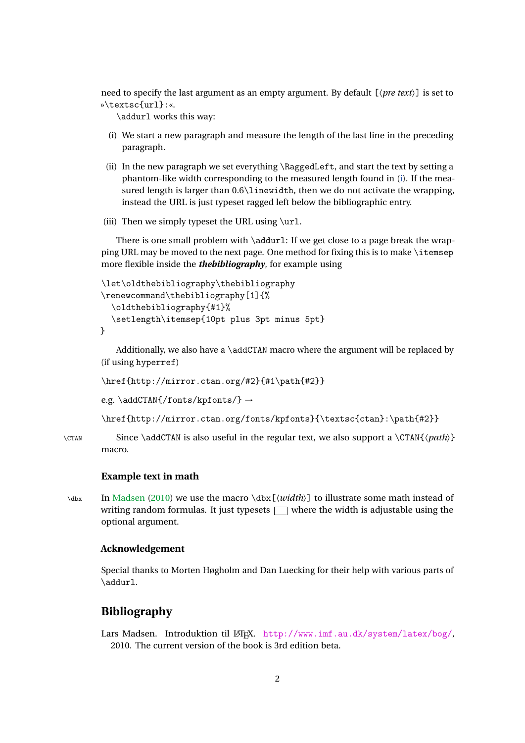need to specify the last argument as an empty argument. By default `[⟨pre text⟩]` is set to »`\textsc{url}:`«.

`\addurl` works this way:

(i) We start a new paragraph and measure the length of the last line in the preceding paragraph.

(ii) In the new paragraph we set everything `\RaggedLeft`, and start the text by setting a phantom-like width corresponding to the measured length found in (i). If the measured length is larger than 0.6`\linewidth`, then we do not activate the wrapping, instead the URL is just typeset ragged left below the bibliographic entry.

(iii) Then we simply typeset the URL using `\url`.

There is one small problem with `\addurl`: If we get close to a page break the wrapping URL may be moved to the next page. One method for fixing this is to make `\itemsep` more flexible inside the ***thebibliography***, for example using

```
\let\oldthebibliography\thebibliography
\renewcommand\thebibliography[1]{%
  \oldthebibliography{#1}%
  \setlength\itemsep{10pt plus 3pt minus 5pt}
}
```

Additionally, we also have a `\addCTAN` macro where the argument will be replaced by (if using `hyperref`)

```
\href{http://mirror.ctan.org/#2}{#1\path{#2}}
```

e.g. `\addCTAN{/fonts/kpfonts/}` →

```
\href{http://mirror.ctan.org/fonts/kpfonts}{\textsc{ctan}:\path{#2}}
```

`\CTAN` Since `\addCTAN` is also useful in the regular text, we also support a `\CTAN{⟨path⟩}` macro.

### Example text in math

`\dbx` In Madsen (2010) we use the macro `\dbx[⟨width⟩]` to illustrate some math instead of writing random formulas. It just typesets ▭ where the width is adjustable using the optional argument.

### Acknowledgement

Special thanks to Morten Høgholm and Dan Luecking for their help with various parts of `\addurl`.

## Bibliography

Lars Madsen. Introduktion til LaTeX. http://www.imf.au.dk/system/latex/bog/, 2010. The current version of the book is 3rd edition beta.